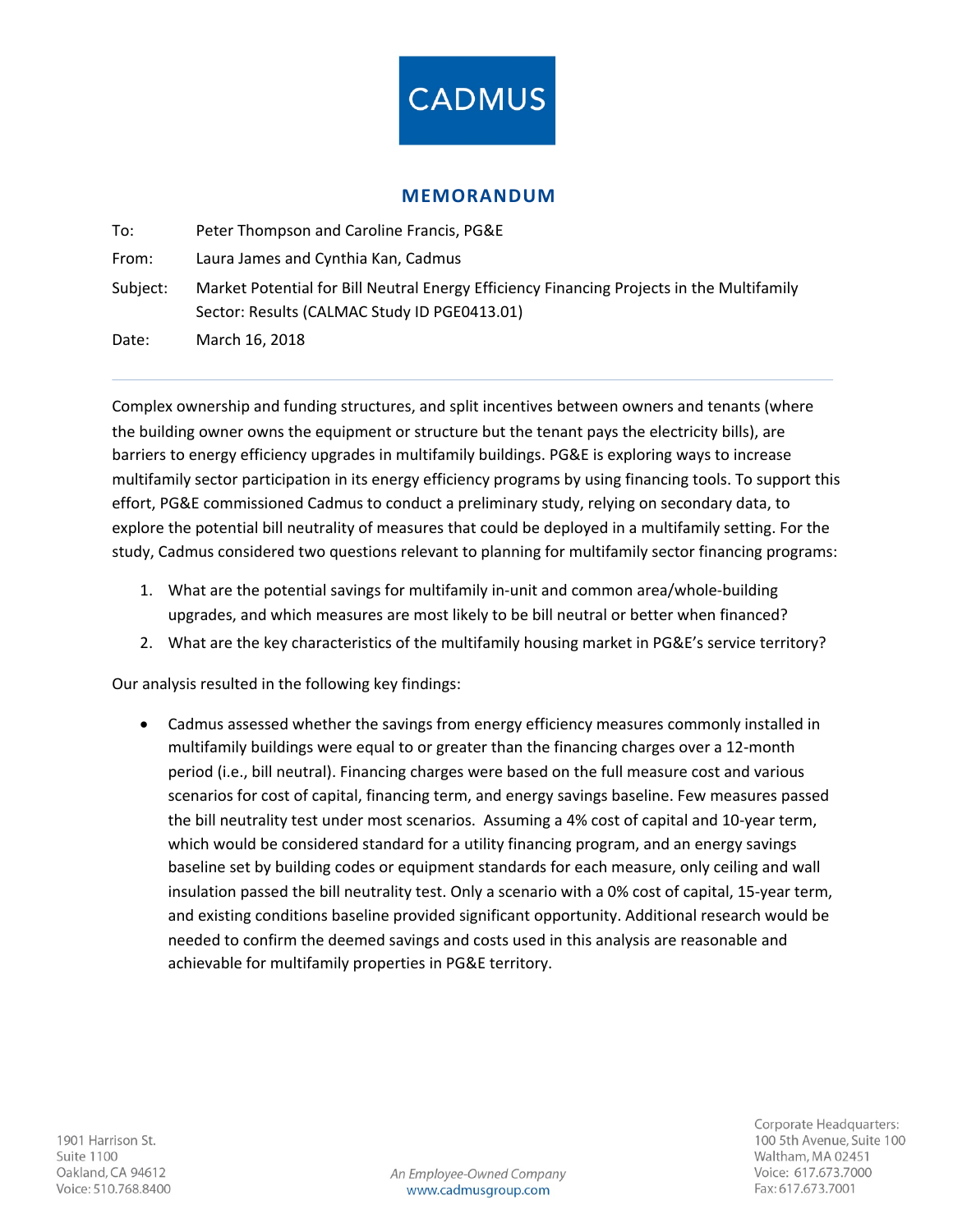CADMUS

## MEMORANDUM

| | |
|---|---|
| To: | Peter Thompson and Caroline Francis, PG&E |
| From: | Laura James and Cynthia Kan, Cadmus |
| Subject: | Market Potential for Bill Neutral Energy Efficiency Financing Projects in the Multifamily Sector: Results (CALMAC Study ID PGE0413.01) |
| Date: | March 16, 2018 |

---

Complex ownership and funding structures, and split incentives between owners and tenants (where the building owner owns the equipment or structure but the tenant pays the electricity bills), are barriers to energy efficiency upgrades in multifamily buildings. PG&E is exploring ways to increase multifamily sector participation in its energy efficiency programs by using financing tools. To support this effort, PG&E commissioned Cadmus to conduct a preliminary study, relying on secondary data, to explore the potential bill neutrality of measures that could be deployed in a multifamily setting. For the study, Cadmus considered two questions relevant to planning for multifamily sector financing programs:

1. What are the potential savings for multifamily in-unit and common area/whole-building upgrades, and which measures are most likely to be bill neutral or better when financed?
2. What are the key characteristics of the multifamily housing market in PG&E's service territory?

Our analysis resulted in the following key findings:

- Cadmus assessed whether the savings from energy efficiency measures commonly installed in multifamily buildings were equal to or greater than the financing charges over a 12-month period (i.e., bill neutral). Financing charges were based on the full measure cost and various scenarios for cost of capital, financing term, and energy savings baseline. Few measures passed the bill neutrality test under most scenarios. Assuming a 4% cost of capital and 10-year term, which would be considered standard for a utility financing program, and an energy savings baseline set by building codes or equipment standards for each measure, only ceiling and wall insulation passed the bill neutrality test. Only a scenario with a 0% cost of capital, 15-year term, and existing conditions baseline provided significant opportunity. Additional research would be needed to confirm the deemed savings and costs used in this analysis are reasonable and achievable for multifamily properties in PG&E territory.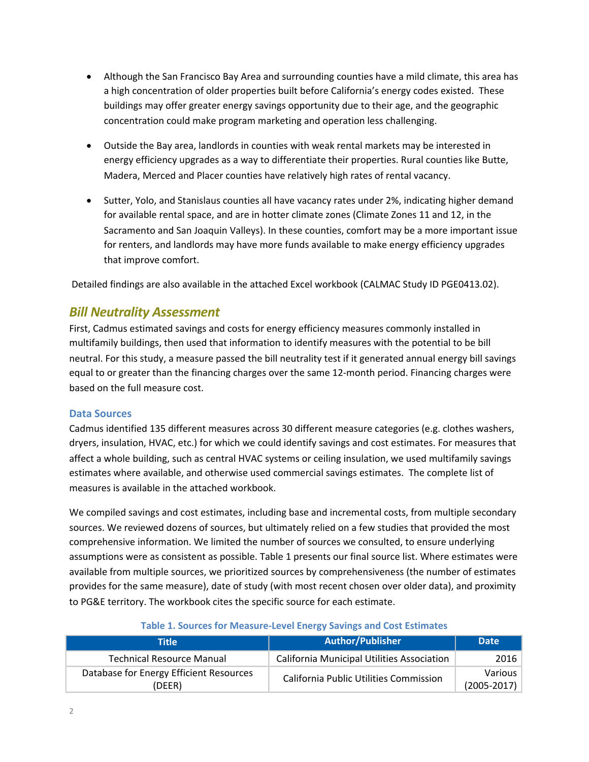- Although the San Francisco Bay Area and surrounding counties have a mild climate, this area has a high concentration of older properties built before California's energy codes existed. These buildings may offer greater energy savings opportunity due to their age, and the geographic concentration could make program marketing and operation less challenging.

- Outside the Bay area, landlords in counties with weak rental markets may be interested in energy efficiency upgrades as a way to differentiate their properties. Rural counties like Butte, Madera, Merced and Placer counties have relatively high rates of rental vacancy.

- Sutter, Yolo, and Stanislaus counties all have vacancy rates under 2%, indicating higher demand for available rental space, and are in hotter climate zones (Climate Zones 11 and 12, in the Sacramento and San Joaquin Valleys). In these counties, comfort may be a more important issue for renters, and landlords may have more funds available to make energy efficiency upgrades that improve comfort.

Detailed findings are also available in the attached Excel workbook (CALMAC Study ID PGE0413.02).

## Bill Neutrality Assessment

First, Cadmus estimated savings and costs for energy efficiency measures commonly installed in multifamily buildings, then used that information to identify measures with the potential to be bill neutral. For this study, a measure passed the bill neutrality test if it generated annual energy bill savings equal to or greater than the financing charges over the same 12-month period. Financing charges were based on the full measure cost.

### Data Sources

Cadmus identified 135 different measures across 30 different measure categories (e.g. clothes washers, dryers, insulation, HVAC, etc.) for which we could identify savings and cost estimates. For measures that affect a whole building, such as central HVAC systems or ceiling insulation, we used multifamily savings estimates where available, and otherwise used commercial savings estimates. The complete list of measures is available in the attached workbook.

We compiled savings and cost estimates, including base and incremental costs, from multiple secondary sources. We reviewed dozens of sources, but ultimately relied on a few studies that provided the most comprehensive information. We limited the number of sources we consulted, to ensure underlying assumptions were as consistent as possible. Table 1 presents our final source list. Where estimates were available from multiple sources, we prioritized sources by comprehensiveness (the number of estimates provides for the same measure), date of study (with most recent chosen over older data), and proximity to PG&E territory. The workbook cites the specific source for each estimate.

**Table 1. Sources for Measure-Level Energy Savings and Cost Estimates**

| Title | Author/Publisher | Date |
|---|---|---|
| Technical Resource Manual | California Municipal Utilities Association | 2016 |
| Database for Energy Efficient Resources (DEER) | California Public Utilities Commission | Various (2005-2017) |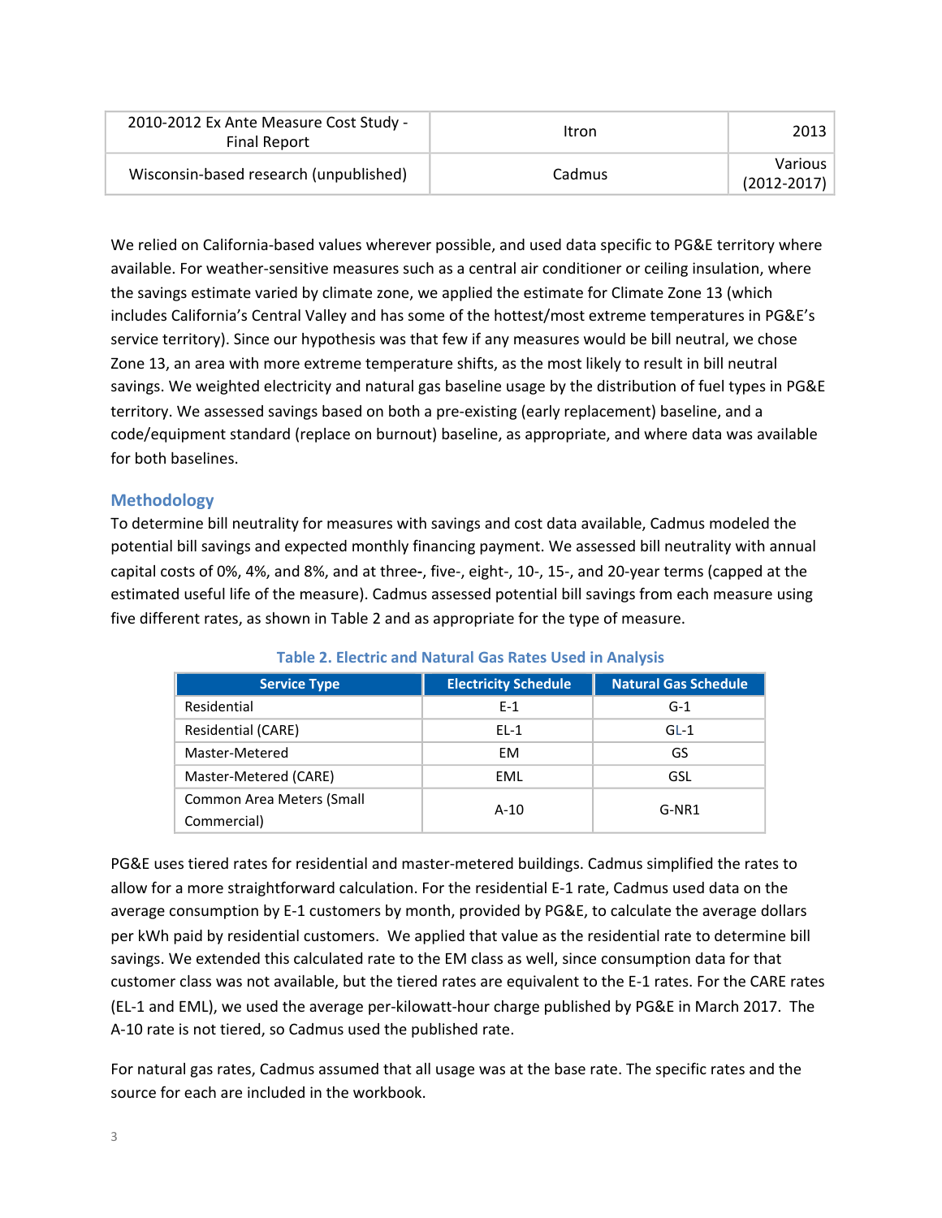| 2010-2012 Ex Ante Measure Cost Study - Final Report | Itron | 2013 |
|---|---|---|
| Wisconsin-based research (unpublished) | Cadmus | Various (2012-2017) |

We relied on California-based values wherever possible, and used data specific to PG&E territory where available. For weather-sensitive measures such as a central air conditioner or ceiling insulation, where the savings estimate varied by climate zone, we applied the estimate for Climate Zone 13 (which includes California's Central Valley and has some of the hottest/most extreme temperatures in PG&E's service territory). Since our hypothesis was that few if any measures would be bill neutral, we chose Zone 13, an area with more extreme temperature shifts, as the most likely to result in bill neutral savings. We weighted electricity and natural gas baseline usage by the distribution of fuel types in PG&E territory. We assessed savings based on both a pre-existing (early replacement) baseline, and a code/equipment standard (replace on burnout) baseline, as appropriate, and where data was available for both baselines.

## Methodology

To determine bill neutrality for measures with savings and cost data available, Cadmus modeled the potential bill savings and expected monthly financing payment. We assessed bill neutrality with annual capital costs of 0%, 4%, and 8%, and at three-, five-, eight-, 10-, 15-, and 20-year terms (capped at the estimated useful life of the measure). Cadmus assessed potential bill savings from each measure using five different rates, as shown in Table 2 and as appropriate for the type of measure.

**Table 2. Electric and Natural Gas Rates Used in Analysis**

| Service Type | Electricity Schedule | Natural Gas Schedule |
|---|---|---|
| Residential | E-1 | G-1 |
| Residential (CARE) | EL-1 | GL-1 |
| Master-Metered | EM | GS |
| Master-Metered (CARE) | EML | GSL |
| Common Area Meters (Small Commercial) | A-10 | G-NR1 |

PG&E uses tiered rates for residential and master-metered buildings. Cadmus simplified the rates to allow for a more straightforward calculation. For the residential E-1 rate, Cadmus used data on the average consumption by E-1 customers by month, provided by PG&E, to calculate the average dollars per kWh paid by residential customers. We applied that value as the residential rate to determine bill savings. We extended this calculated rate to the EM class as well, since consumption data for that customer class was not available, but the tiered rates are equivalent to the E-1 rates. For the CARE rates (EL-1 and EML), we used the average per-kilowatt-hour charge published by PG&E in March 2017. The A-10 rate is not tiered, so Cadmus used the published rate.

For natural gas rates, Cadmus assumed that all usage was at the base rate. The specific rates and the source for each are included in the workbook.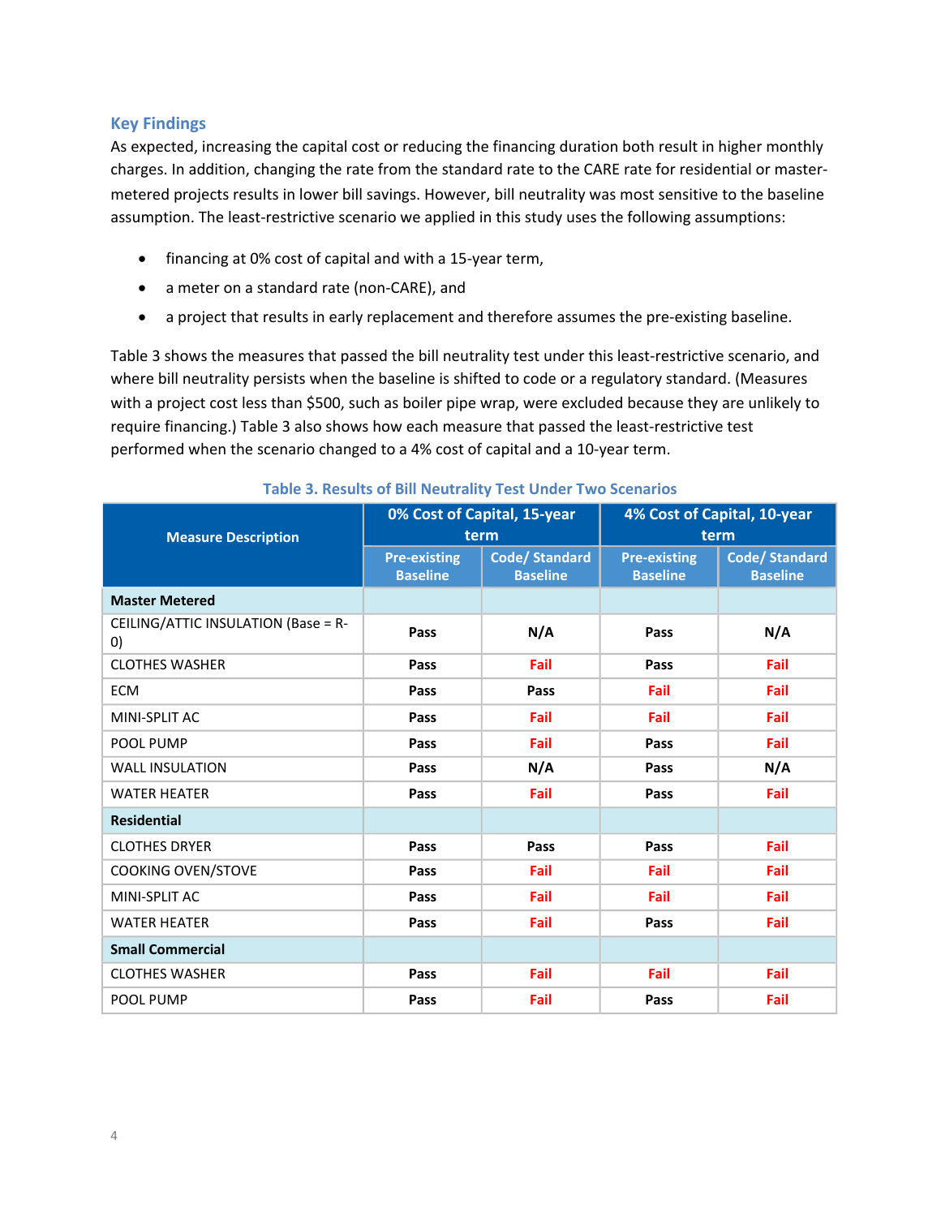## Key Findings

As expected, increasing the capital cost or reducing the financing duration both result in higher monthly charges. In addition, changing the rate from the standard rate to the CARE rate for residential or master-metered projects results in lower bill savings. However, bill neutrality was most sensitive to the baseline assumption. The least-restrictive scenario we applied in this study uses the following assumptions:

- financing at 0% cost of capital and with a 15-year term,
- a meter on a standard rate (non-CARE), and
- a project that results in early replacement and therefore assumes the pre-existing baseline.

Table 3 shows the measures that passed the bill neutrality test under this least-restrictive scenario, and where bill neutrality persists when the baseline is shifted to code or a regulatory standard. (Measures with a project cost less than $500, such as boiler pipe wrap, were excluded because they are unlikely to require financing.) Table 3 also shows how each measure that passed the least-restrictive test performed when the scenario changed to a 4% cost of capital and a 10-year term.

**Table 3. Results of Bill Neutrality Test Under Two Scenarios**

| Measure Description | 0% Cost of Capital, 15-year term | | 4% Cost of Capital, 10-year term | |
|---|---|---|---|---|
| | Pre-existing Baseline | Code/ Standard Baseline | Pre-existing Baseline | Code/ Standard Baseline |
| **Master Metered** | | | | |
| CEILING/ATTIC INSULATION (Base = R-0) | Pass | N/A | Pass | N/A |
| CLOTHES WASHER | Pass | Fail | Pass | Fail |
| ECM | Pass | Pass | Fail | Fail |
| MINI-SPLIT AC | Pass | Fail | Fail | Fail |
| POOL PUMP | Pass | Fail | Pass | Fail |
| WALL INSULATION | Pass | N/A | Pass | N/A |
| WATER HEATER | Pass | Fail | Pass | Fail |
| **Residential** | | | | |
| CLOTHES DRYER | Pass | Pass | Pass | Fail |
| COOKING OVEN/STOVE | Pass | Fail | Fail | Fail |
| MINI-SPLIT AC | Pass | Fail | Fail | Fail |
| WATER HEATER | Pass | Fail | Pass | Fail |
| **Small Commercial** | | | | |
| CLOTHES WASHER | Pass | Fail | Fail | Fail |
| POOL PUMP | Pass | Fail | Pass | Fail |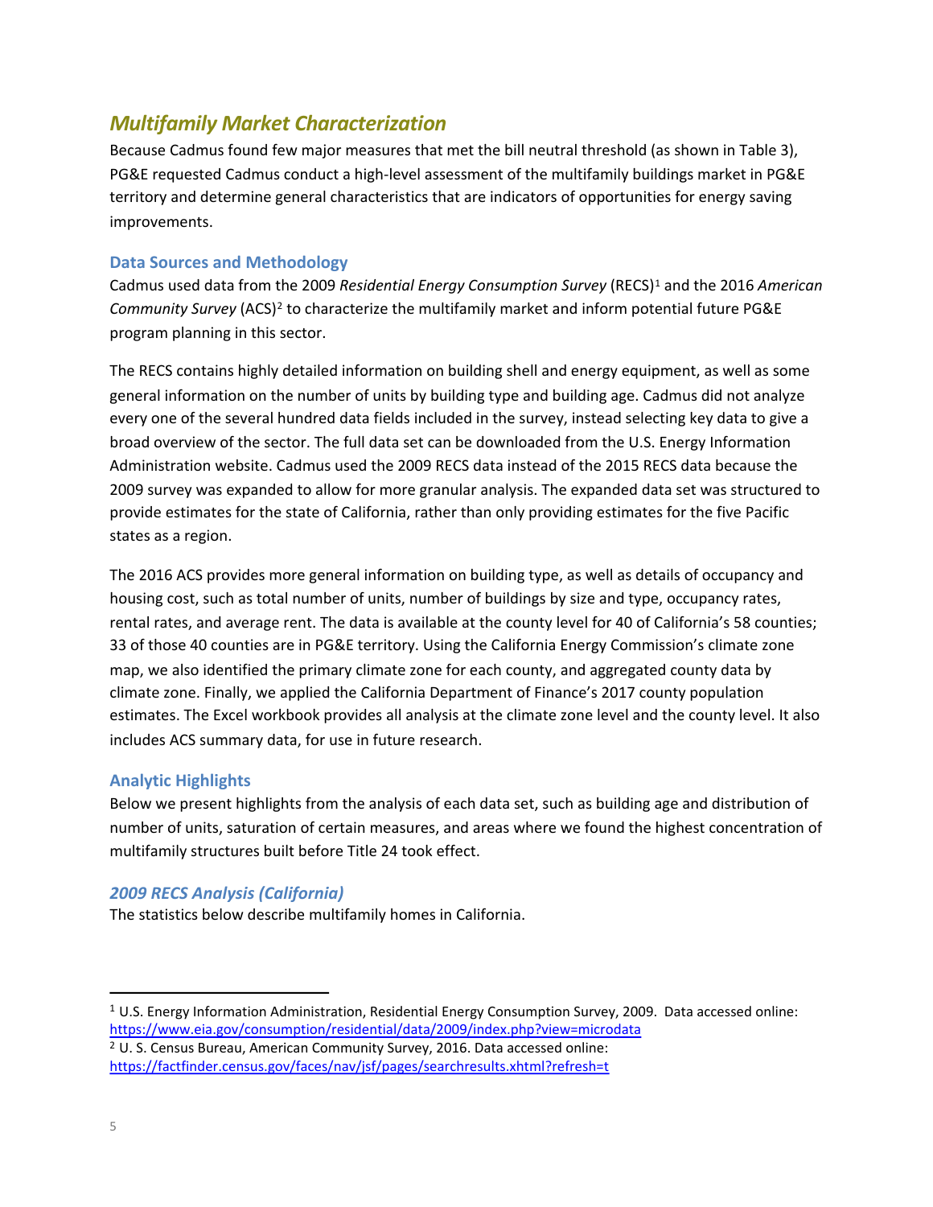## *Multifamily Market Characterization*

Because Cadmus found few major measures that met the bill neutral threshold (as shown in Table 3), PG&E requested Cadmus conduct a high-level assessment of the multifamily buildings market in PG&E territory and determine general characteristics that are indicators of opportunities for energy saving improvements.

### Data Sources and Methodology

Cadmus used data from the 2009 *Residential Energy Consumption Survey* (RECS)[1] and the 2016 *American Community Survey* (ACS)[2] to characterize the multifamily market and inform potential future PG&E program planning in this sector.

The RECS contains highly detailed information on building shell and energy equipment, as well as some general information on the number of units by building type and building age. Cadmus did not analyze every one of the several hundred data fields included in the survey, instead selecting key data to give a broad overview of the sector. The full data set can be downloaded from the U.S. Energy Information Administration website. Cadmus used the 2009 RECS data instead of the 2015 RECS data because the 2009 survey was expanded to allow for more granular analysis. The expanded data set was structured to provide estimates for the state of California, rather than only providing estimates for the five Pacific states as a region.

The 2016 ACS provides more general information on building type, as well as details of occupancy and housing cost, such as total number of units, number of buildings by size and type, occupancy rates, rental rates, and average rent. The data is available at the county level for 40 of California's 58 counties; 33 of those 40 counties are in PG&E territory. Using the California Energy Commission's climate zone map, we also identified the primary climate zone for each county, and aggregated county data by climate zone. Finally, we applied the California Department of Finance's 2017 county population estimates. The Excel workbook provides all analysis at the climate zone level and the county level. It also includes ACS summary data, for use in future research.

### Analytic Highlights

Below we present highlights from the analysis of each data set, such as building age and distribution of number of units, saturation of certain measures, and areas where we found the highest concentration of multifamily structures built before Title 24 took effect.

### *2009 RECS Analysis (California)*

The statistics below describe multifamily homes in California.

---

[1] U.S. Energy Information Administration, Residential Energy Consumption Survey, 2009. Data accessed online: https://www.eia.gov/consumption/residential/data/2009/index.php?view=microdata

[2] U. S. Census Bureau, American Community Survey, 2016. Data accessed online: https://factfinder.census.gov/faces/nav/jsf/pages/searchresults.xhtml?refresh=t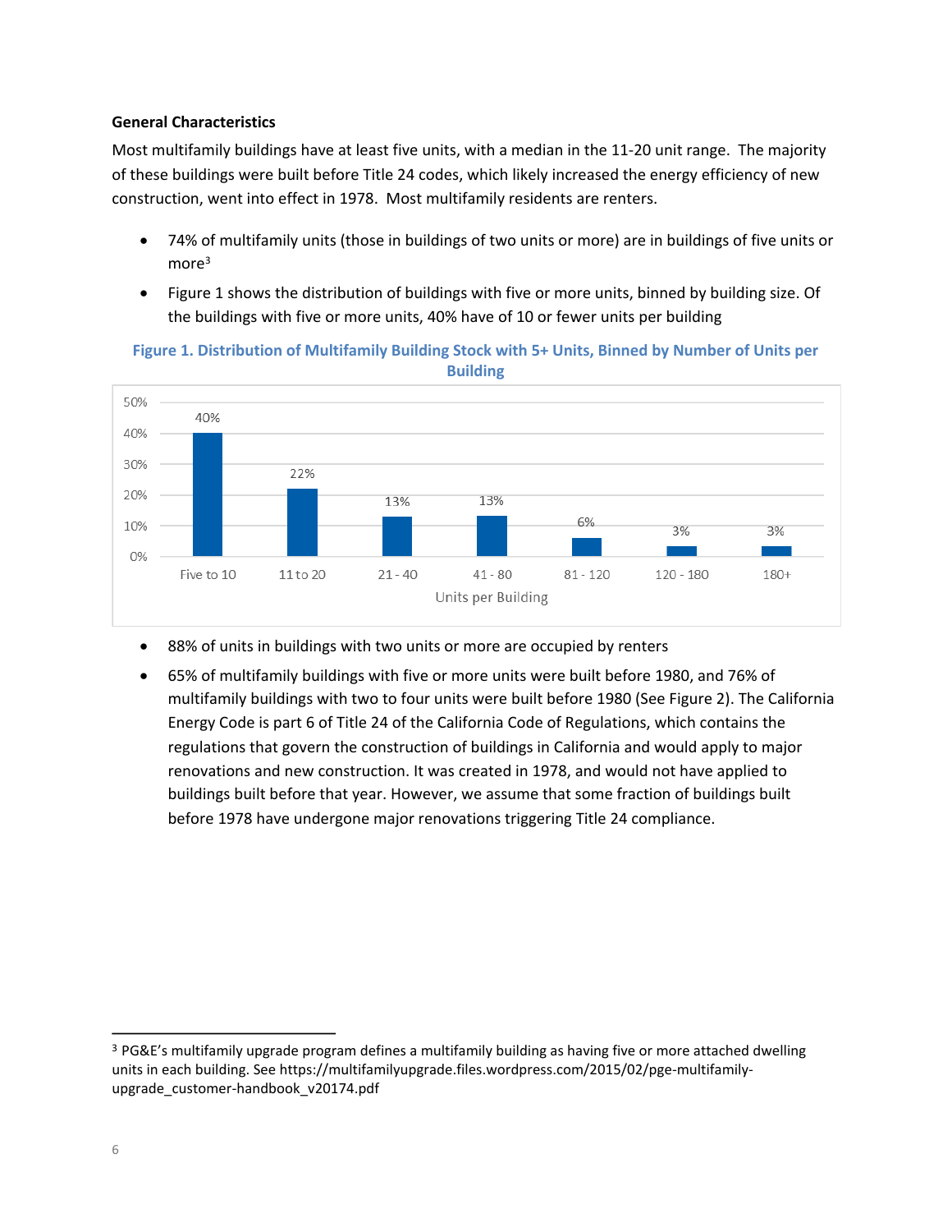**General Characteristics**

Most multifamily buildings have at least five units, with a median in the 11-20 unit range. The majority of these buildings were built before Title 24 codes, which likely increased the energy efficiency of new construction, went into effect in 1978. Most multifamily residents are renters.

- 74% of multifamily units (those in buildings of two units or more) are in buildings of five units or more[3]
- Figure 1 shows the distribution of buildings with five or more units, binned by building size. Of the buildings with five or more units, 40% have of 10 or fewer units per building

**Figure 1. Distribution of Multifamily Building Stock with 5+ Units, Binned by Number of Units per Building**

| Units per Building | Share |
|---|---|
| Five to 10 | 40% |
| 11 to 20 | 22% |
| 21 - 40 | 13% |
| 41 - 80 | 13% |
| 81 - 120 | 6% |
| 120 - 180 | 3% |
| 180+ | 3% |

- 88% of units in buildings with two units or more are occupied by renters
- 65% of multifamily buildings with five or more units were built before 1980, and 76% of multifamily buildings with two to four units were built before 1980 (See Figure 2). The California Energy Code is part 6 of Title 24 of the California Code of Regulations, which contains the regulations that govern the construction of buildings in California and would apply to major renovations and new construction. It was created in 1978, and would not have applied to buildings built before that year. However, we assume that some fraction of buildings built before 1978 have undergone major renovations triggering Title 24 compliance.

[3] PG&E's multifamily upgrade program defines a multifamily building as having five or more attached dwelling units in each building. See https://multifamilyupgrade.files.wordpress.com/2015/02/pge-multifamily-upgrade_customer-handbook_v20174.pdf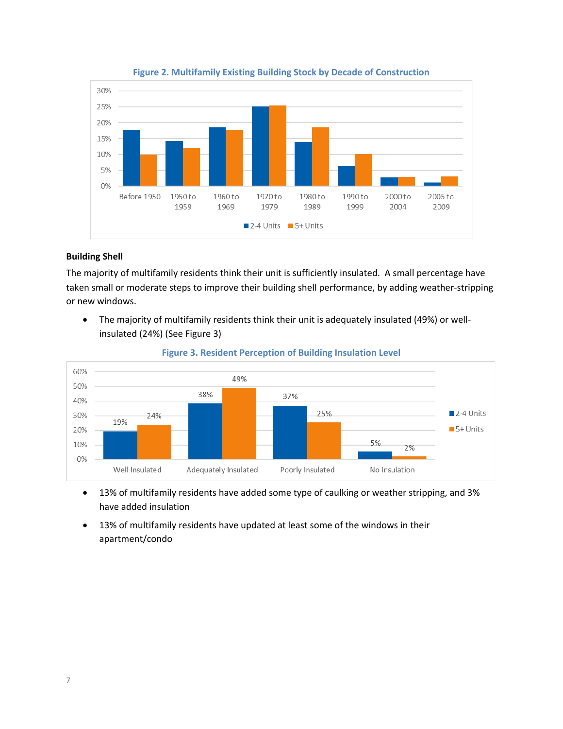**Figure 2. Multifamily Existing Building Stock by Decade of Construction**

**Building Shell**

The majority of multifamily residents think their unit is sufficiently insulated. A small percentage have taken small or moderate steps to improve their building shell performance, by adding weather-stripping or new windows.

- The majority of multifamily residents think their unit is adequately insulated (49%) or well-insulated (24%) (See Figure 3)

**Figure 3. Resident Perception of Building Insulation Level**

| | Well Insulated | Adequately Insulated | Poorly Insulated | No Insulation |
|---|---|---|---|---|
| 2-4 Units | 19% | 38% | 37% | 5% |
| 5+ Units | 24% | 49% | 25% | 2% |

- 13% of multifamily residents have added some type of caulking or weather stripping, and 3% have added insulation
- 13% of multifamily residents have updated at least some of the windows in their apartment/condo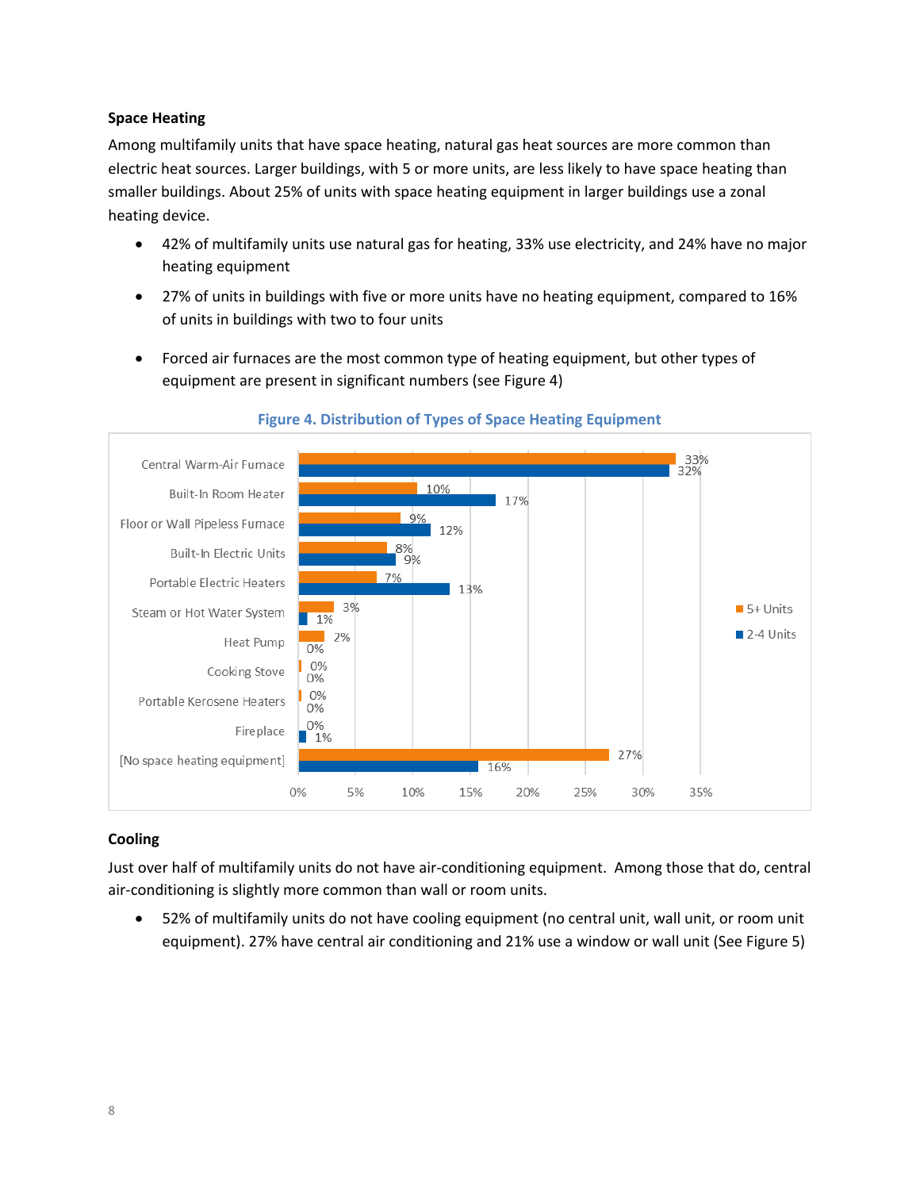### Space Heating

Among multifamily units that have space heating, natural gas heat sources are more common than electric heat sources. Larger buildings, with 5 or more units, are less likely to have space heating than smaller buildings. About 25% of units with space heating equipment in larger buildings use a zonal heating device.

- 42% of multifamily units use natural gas for heating, 33% use electricity, and 24% have no major heating equipment
- 27% of units in buildings with five or more units have no heating equipment, compared to 16% of units in buildings with two to four units
- Forced air furnaces are the most common type of heating equipment, but other types of equipment are present in significant numbers (see Figure 4)

**Figure 4. Distribution of Types of Space Heating Equipment**

| Equipment Type | 5+ Units | 2-4 Units |
|---|---|---|
| Central Warm-Air Furnace | 33% | 32% |
| Built-In Room Heater | 10% | 17% |
| Floor or Wall Pipeless Furnace | 9% | 12% |
| Built-In Electric Units | 8% | 9% |
| Portable Electric Heaters | 7% | 13% |
| Steam or Hot Water System | 3% | 1% |
| Heat Pump | 2% | 0% |
| Cooking Stove | 0% | 0% |
| Portable Kerosene Heaters | 0% | 0% |
| Fireplace | 0% | 1% |
| [No space heating equipment] | 27% | 16% |

### Cooling

Just over half of multifamily units do not have air-conditioning equipment. Among those that do, central air-conditioning is slightly more common than wall or room units.

- 52% of multifamily units do not have cooling equipment (no central unit, wall unit, or room unit equipment). 27% have central air conditioning and 21% use a window or wall unit (See Figure 5)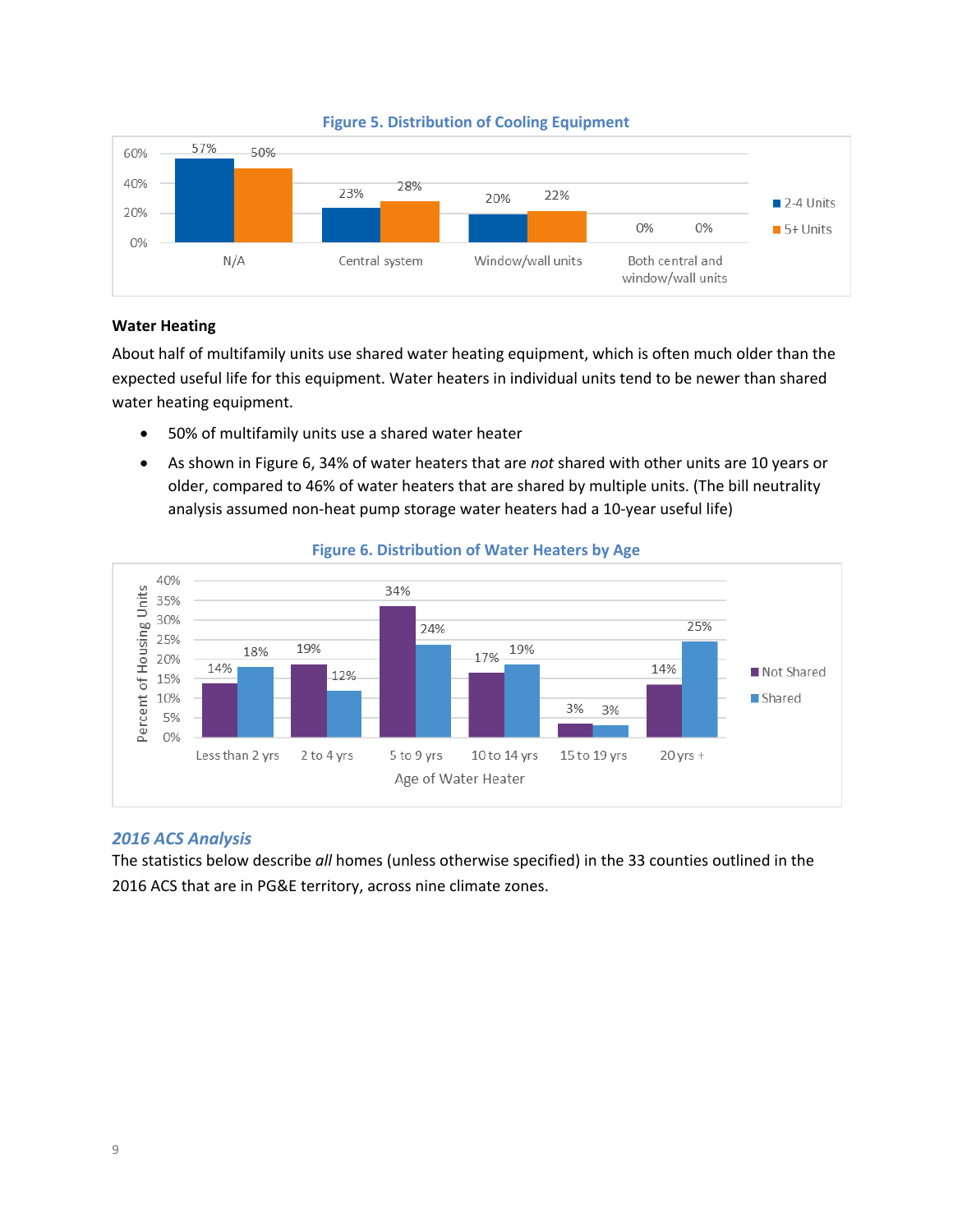**Figure 5. Distribution of Cooling Equipment**

| | 2-4 Units | 5+ Units |
|---|---|---|
| N/A | 57% | 50% |
| Central system | 23% | 28% |
| Window/wall units | 20% | 22% |
| Both central and window/wall units | 0% | 0% |

### Water Heating

About half of multifamily units use shared water heating equipment, which is often much older than the expected useful life for this equipment. Water heaters in individual units tend to be newer than shared water heating equipment.

- 50% of multifamily units use a shared water heater
- As shown in Figure 6, 34% of water heaters that are *not* shared with other units are 10 years or older, compared to 46% of water heaters that are shared by multiple units. (The bill neutrality analysis assumed non-heat pump storage water heaters had a 10-year useful life)

**Figure 6. Distribution of Water Heaters by Age**

| Age of Water Heater | Not Shared | Shared |
|---|---|---|
| Less than 2 yrs | 14% | 18% |
| 2 to 4 yrs | 19% | 12% |
| 5 to 9 yrs | 34% | 24% |
| 10 to 14 yrs | 17% | 19% |
| 15 to 19 yrs | 3% | 3% |
| 20 yrs + | 14% | 25% |

### *2016 ACS Analysis*

The statistics below describe *all* homes (unless otherwise specified) in the 33 counties outlined in the 2016 ACS that are in PG&E territory, across nine climate zones.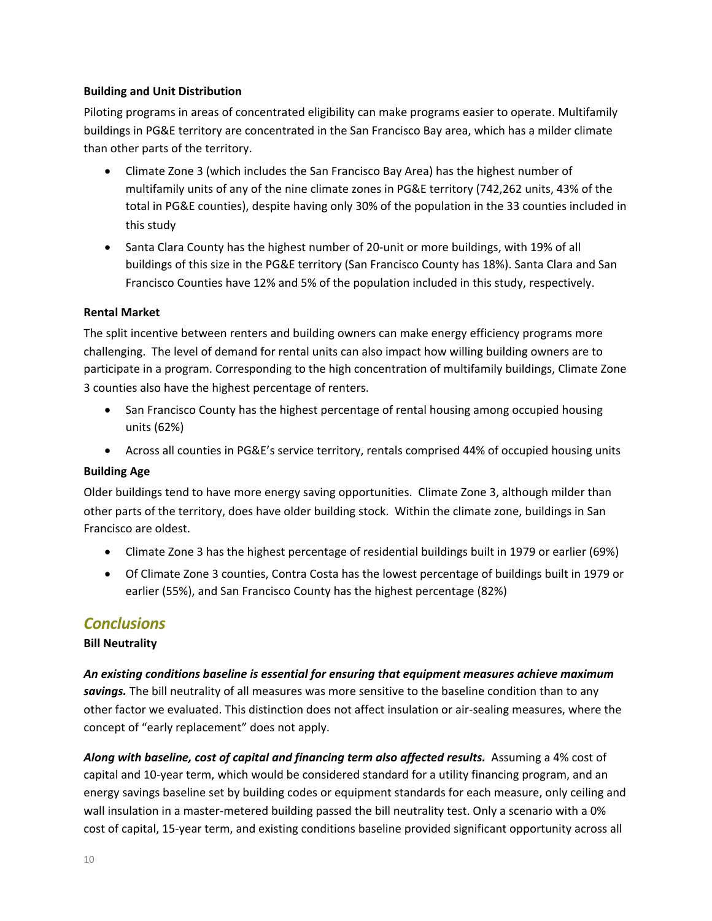**Building and Unit Distribution**

Piloting programs in areas of concentrated eligibility can make programs easier to operate. Multifamily buildings in PG&E territory are concentrated in the San Francisco Bay area, which has a milder climate than other parts of the territory.

- Climate Zone 3 (which includes the San Francisco Bay Area) has the highest number of multifamily units of any of the nine climate zones in PG&E territory (742,262 units, 43% of the total in PG&E counties), despite having only 30% of the population in the 33 counties included in this study
- Santa Clara County has the highest number of 20-unit or more buildings, with 19% of all buildings of this size in the PG&E territory (San Francisco County has 18%). Santa Clara and San Francisco Counties have 12% and 5% of the population included in this study, respectively.

**Rental Market**

The split incentive between renters and building owners can make energy efficiency programs more challenging. The level of demand for rental units can also impact how willing building owners are to participate in a program. Corresponding to the high concentration of multifamily buildings, Climate Zone 3 counties also have the highest percentage of renters.

- San Francisco County has the highest percentage of rental housing among occupied housing units (62%)
- Across all counties in PG&E's service territory, rentals comprised 44% of occupied housing units

**Building Age**

Older buildings tend to have more energy saving opportunities. Climate Zone 3, although milder than other parts of the territory, does have older building stock. Within the climate zone, buildings in San Francisco are oldest.

- Climate Zone 3 has the highest percentage of residential buildings built in 1979 or earlier (69%)
- Of Climate Zone 3 counties, Contra Costa has the lowest percentage of buildings built in 1979 or earlier (55%), and San Francisco County has the highest percentage (82%)

## *Conclusions*

**Bill Neutrality**

***An existing conditions baseline is essential for ensuring that equipment measures achieve maximum savings.*** The bill neutrality of all measures was more sensitive to the baseline condition than to any other factor we evaluated. This distinction does not affect insulation or air-sealing measures, where the concept of "early replacement" does not apply.

***Along with baseline, cost of capital and financing term also affected results.*** Assuming a 4% cost of capital and 10-year term, which would be considered standard for a utility financing program, and an energy savings baseline set by building codes or equipment standards for each measure, only ceiling and wall insulation in a master-metered building passed the bill neutrality test. Only a scenario with a 0% cost of capital, 15-year term, and existing conditions baseline provided significant opportunity across all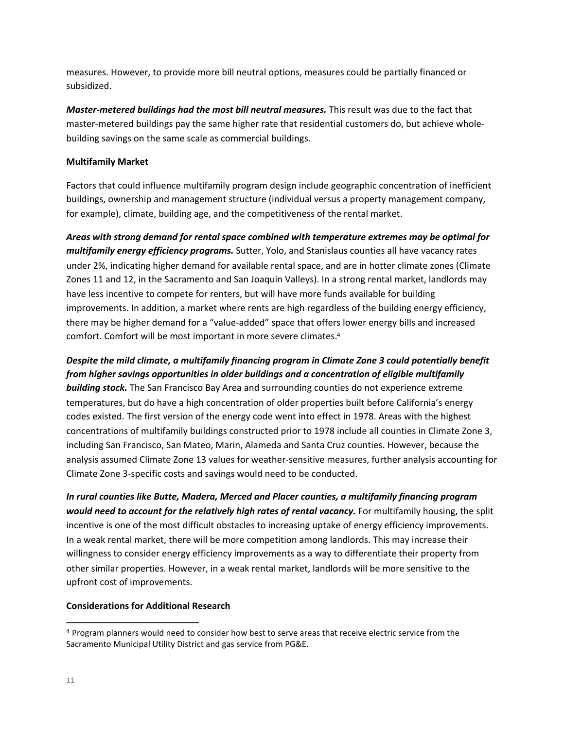measures. However, to provide more bill neutral options, measures could be partially financed or subsidized.

***Master-metered buildings had the most bill neutral measures.*** This result was due to the fact that master-metered buildings pay the same higher rate that residential customers do, but achieve whole-building savings on the same scale as commercial buildings.

**Multifamily Market**

Factors that could influence multifamily program design include geographic concentration of inefficient buildings, ownership and management structure (individual versus a property management company, for example), climate, building age, and the competitiveness of the rental market.

***Areas with strong demand for rental space combined with temperature extremes may be optimal for multifamily energy efficiency programs.*** Sutter, Yolo, and Stanislaus counties all have vacancy rates under 2%, indicating higher demand for available rental space, and are in hotter climate zones (Climate Zones 11 and 12, in the Sacramento and San Joaquin Valleys). In a strong rental market, landlords may have less incentive to compete for renters, but will have more funds available for building improvements. In addition, a market where rents are high regardless of the building energy efficiency, there may be higher demand for a "value-added" space that offers lower energy bills and increased comfort. Comfort will be most important in more severe climates.[4]

***Despite the mild climate, a multifamily financing program in Climate Zone 3 could potentially benefit from higher savings opportunities in older buildings and a concentration of eligible multifamily building stock.*** The San Francisco Bay Area and surrounding counties do not experience extreme temperatures, but do have a high concentration of older properties built before California's energy codes existed. The first version of the energy code went into effect in 1978. Areas with the highest concentrations of multifamily buildings constructed prior to 1978 include all counties in Climate Zone 3, including San Francisco, San Mateo, Marin, Alameda and Santa Cruz counties. However, because the analysis assumed Climate Zone 13 values for weather-sensitive measures, further analysis accounting for Climate Zone 3-specific costs and savings would need to be conducted.

***In rural counties like Butte, Madera, Merced and Placer counties, a multifamily financing program would need to account for the relatively high rates of rental vacancy.*** For multifamily housing, the split incentive is one of the most difficult obstacles to increasing uptake of energy efficiency improvements. In a weak rental market, there will be more competition among landlords. This may increase their willingness to consider energy efficiency improvements as a way to differentiate their property from other similar properties. However, in a weak rental market, landlords will be more sensitive to the upfront cost of improvements.

**Considerations for Additional Research**

[4] Program planners would need to consider how best to serve areas that receive electric service from the Sacramento Municipal Utility District and gas service from PG&E.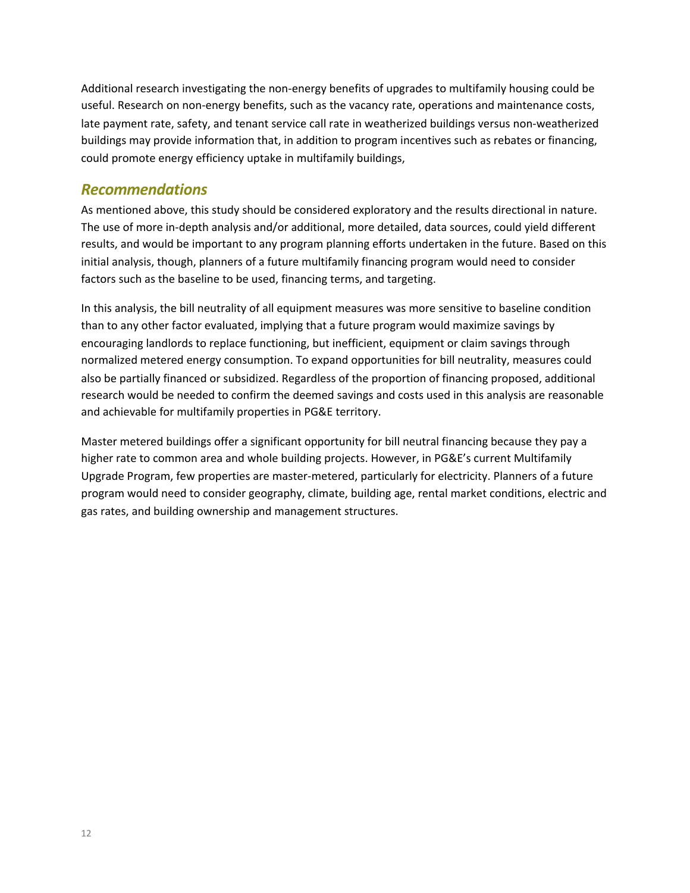Additional research investigating the non-energy benefits of upgrades to multifamily housing could be useful. Research on non-energy benefits, such as the vacancy rate, operations and maintenance costs, late payment rate, safety, and tenant service call rate in weatherized buildings versus non-weatherized buildings may provide information that, in addition to program incentives such as rebates or financing, could promote energy efficiency uptake in multifamily buildings,

## *Recommendations*

As mentioned above, this study should be considered exploratory and the results directional in nature. The use of more in-depth analysis and/or additional, more detailed, data sources, could yield different results, and would be important to any program planning efforts undertaken in the future. Based on this initial analysis, though, planners of a future multifamily financing program would need to consider factors such as the baseline to be used, financing terms, and targeting.

In this analysis, the bill neutrality of all equipment measures was more sensitive to baseline condition than to any other factor evaluated, implying that a future program would maximize savings by encouraging landlords to replace functioning, but inefficient, equipment or claim savings through normalized metered energy consumption. To expand opportunities for bill neutrality, measures could also be partially financed or subsidized. Regardless of the proportion of financing proposed, additional research would be needed to confirm the deemed savings and costs used in this analysis are reasonable and achievable for multifamily properties in PG&E territory.

Master metered buildings offer a significant opportunity for bill neutral financing because they pay a higher rate to common area and whole building projects. However, in PG&E's current Multifamily Upgrade Program, few properties are master-metered, particularly for electricity. Planners of a future program would need to consider geography, climate, building age, rental market conditions, electric and gas rates, and building ownership and management structures.